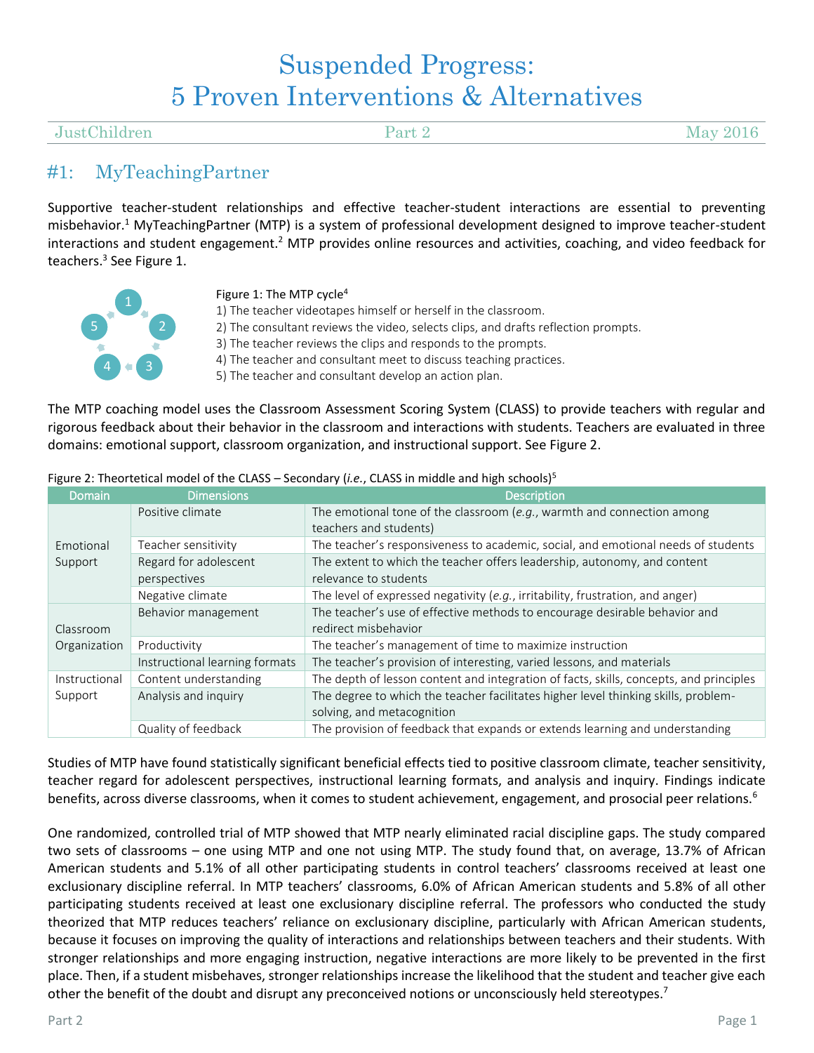# Suspended Progress: 5 Proven Interventions & Alternatives

JustChildren | Part 2 | May 2016

## #1: MyTeachingPartner

Supportive teacher-student relationships and effective teacher-student interactions are essential to preventing misbehavior.[1] MyTeachingPartner (MTP) is a system of professional development designed to improve teacher-student interactions and student engagement.[2] MTP provides online resources and activities, coaching, and video feedback for teachers.[3] See Figure 1.

Figure 1: The MTP cycle[4]

1) The teacher videotapes himself or herself in the classroom.
2) The consultant reviews the video, selects clips, and drafts reflection prompts.
3) The teacher reviews the clips and responds to the prompts.
4) The teacher and consultant meet to discuss teaching practices.
5) The teacher and consultant develop an action plan.

The MTP coaching model uses the Classroom Assessment Scoring System (CLASS) to provide teachers with regular and rigorous feedback about their behavior in the classroom and interactions with students. Teachers are evaluated in three domains: emotional support, classroom organization, and instructional support. See Figure 2.

Figure 2: Theortetical model of the CLASS – Secondary (*i.e.*, CLASS in middle and high schools)[5]

| Domain | Dimensions | Description |
|---|---|---|
| Emotional Support | Positive climate | The emotional tone of the classroom (*e.g.*, warmth and connection among teachers and students) |
| | Teacher sensitivity | The teacher's responsiveness to academic, social, and emotional needs of students |
| | Regard for adolescent perspectives | The extent to which the teacher offers leadership, autonomy, and content relevance to students |
| | Negative climate | The level of expressed negativity (*e.g.*, irritability, frustration, and anger) |
| Classroom Organization | Behavior management | The teacher's use of effective methods to encourage desirable behavior and redirect misbehavior |
| | Productivity | The teacher's management of time to maximize instruction |
| | Instructional learning formats | The teacher's provision of interesting, varied lessons, and materials |
| Instructional Support | Content understanding | The depth of lesson content and integration of facts, skills, concepts, and principles |
| | Analysis and inquiry | The degree to which the teacher facilitates higher level thinking skills, problem-solving, and metacognition |
| | Quality of feedback | The provision of feedback that expands or extends learning and understanding |

Studies of MTP have found statistically significant beneficial effects tied to positive classroom climate, teacher sensitivity, teacher regard for adolescent perspectives, instructional learning formats, and analysis and inquiry. Findings indicate benefits, across diverse classrooms, when it comes to student achievement, engagement, and prosocial peer relations.[6]

One randomized, controlled trial of MTP showed that MTP nearly eliminated racial discipline gaps. The study compared two sets of classrooms – one using MTP and one not using MTP. The study found that, on average, 13.7% of African American students and 5.1% of all other participating students in control teachers' classrooms received at least one exclusionary discipline referral. In MTP teachers' classrooms, 6.0% of African American students and 5.8% of all other participating students received at least one exclusionary discipline referral. The professors who conducted the study theorized that MTP reduces teachers' reliance on exclusionary discipline, particularly with African American students, because it focuses on improving the quality of interactions and relationships between teachers and their students. With stronger relationships and more engaging instruction, negative interactions are more likely to be prevented in the first place. Then, if a student misbehaves, stronger relationships increase the likelihood that the student and teacher give each other the benefit of the doubt and disrupt any preconceived notions or unconsciously held stereotypes.[7]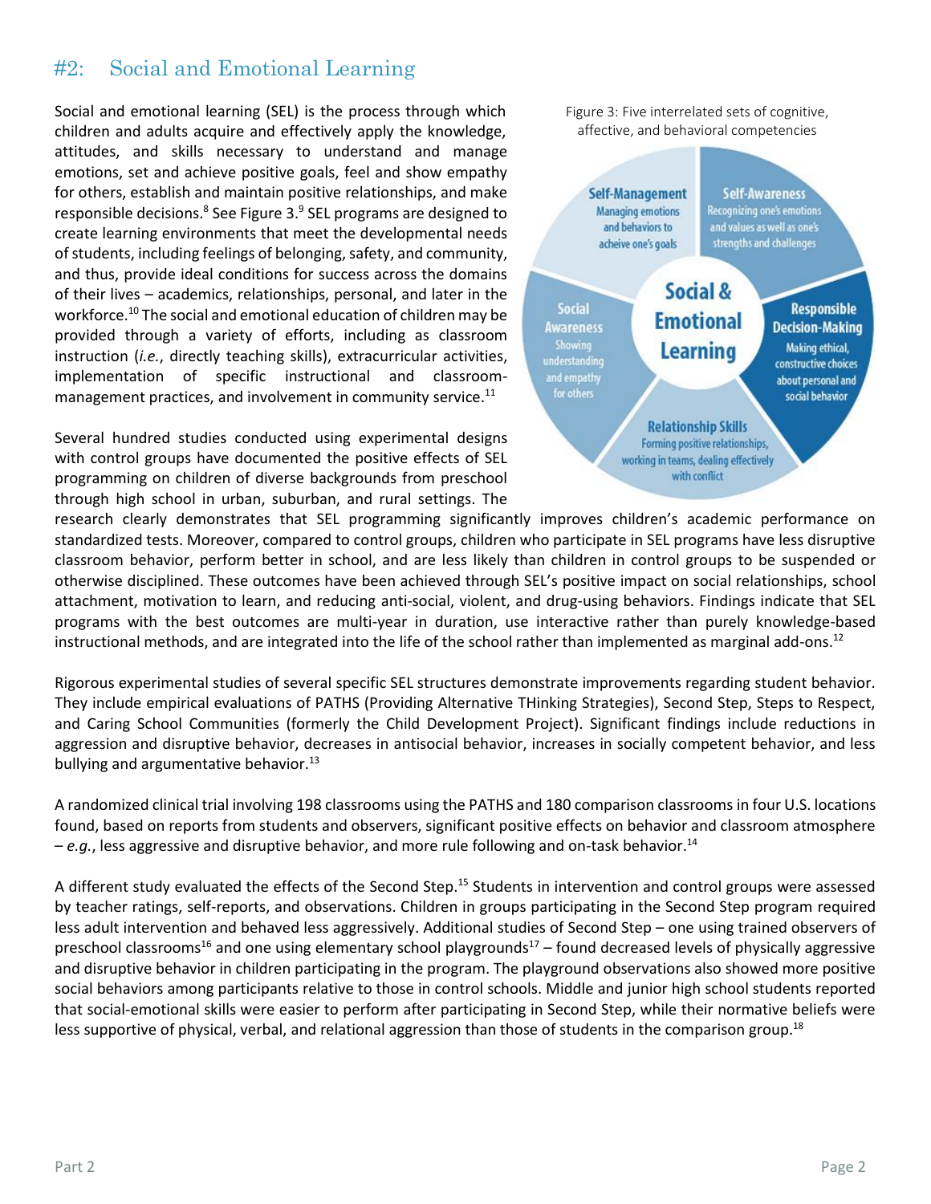## #2: Social and Emotional Learning

Social and emotional learning (SEL) is the process through which children and adults acquire and effectively apply the knowledge, attitudes, and skills necessary to understand and manage emotions, set and achieve positive goals, feel and show empathy for others, establish and maintain positive relationships, and make responsible decisions.[8] See Figure 3.[9] SEL programs are designed to create learning environments that meet the developmental needs of students, including feelings of belonging, safety, and community, and thus, provide ideal conditions for success across the domains of their lives – academics, relationships, personal, and later in the workforce.[10] The social and emotional education of children may be provided through a variety of efforts, including as classroom instruction (*i.e.*, directly teaching skills), extracurricular activities, implementation of specific instructional and classroom-management practices, and involvement in community service.[11]

Figure 3: Five interrelated sets of cognitive, affective, and behavioral competencies

**Social & Emotional Learning**

- **Self-Management**: Managing emotions and behaviors to acheive one's goals
- **Self-Awareness**: Recognizing one's emotions and values as well as one's strengths and challenges
- **Responsible Decision-Making**: Making ethical, constructive choices about personal and social behavior
- **Relationship Skills**: Forming positive relationships, working in teams, dealing effectively with conflict
- **Social Awareness**: Showing understanding and empathy for others

Several hundred studies conducted using experimental designs with control groups have documented the positive effects of SEL programming on children of diverse backgrounds from preschool through high school in urban, suburban, and rural settings. The research clearly demonstrates that SEL programming significantly improves children's academic performance on standardized tests. Moreover, compared to control groups, children who participate in SEL programs have less disruptive classroom behavior, perform better in school, and are less likely than children in control groups to be suspended or otherwise disciplined. These outcomes have been achieved through SEL's positive impact on social relationships, school attachment, motivation to learn, and reducing anti-social, violent, and drug-using behaviors. Findings indicate that SEL programs with the best outcomes are multi-year in duration, use interactive rather than purely knowledge-based instructional methods, and are integrated into the life of the school rather than implemented as marginal add-ons.[12]

Rigorous experimental studies of several specific SEL structures demonstrate improvements regarding student behavior. They include empirical evaluations of PATHS (Providing Alternative THinking Strategies), Second Step, Steps to Respect, and Caring School Communities (formerly the Child Development Project). Significant findings include reductions in aggression and disruptive behavior, decreases in antisocial behavior, increases in socially competent behavior, and less bullying and argumentative behavior.[13]

A randomized clinical trial involving 198 classrooms using the PATHS and 180 comparison classrooms in four U.S. locations found, based on reports from students and observers, significant positive effects on behavior and classroom atmosphere – *e.g.*, less aggressive and disruptive behavior, and more rule following and on-task behavior.[14]

A different study evaluated the effects of the Second Step.[15] Students in intervention and control groups were assessed by teacher ratings, self-reports, and observations. Children in groups participating in the Second Step program required less adult intervention and behaved less aggressively. Additional studies of Second Step – one using trained observers of preschool classrooms[16] and one using elementary school playgrounds[17] – found decreased levels of physically aggressive and disruptive behavior in children participating in the program. The playground observations also showed more positive social behaviors among participants relative to those in control schools. Middle and junior high school students reported that social-emotional skills were easier to perform after participating in Second Step, while their normative beliefs were less supportive of physical, verbal, and relational aggression than those of students in the comparison group.[18]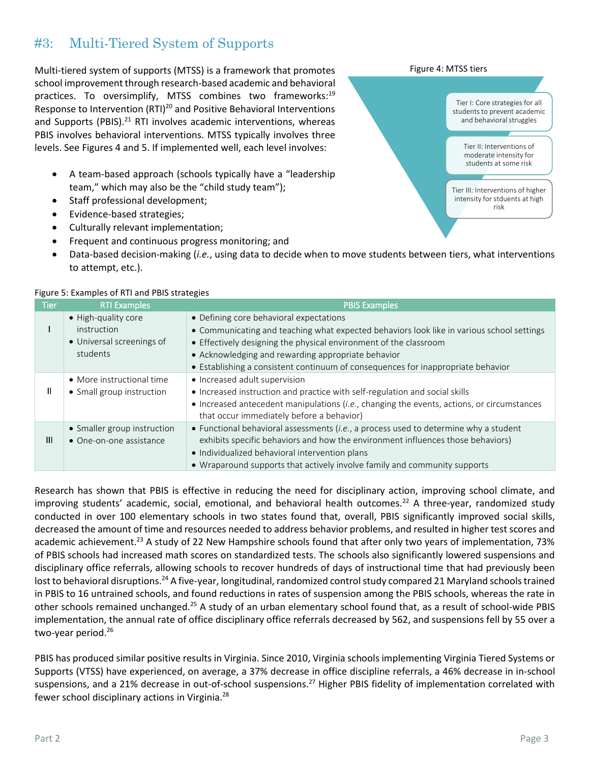## #3: Multi-Tiered System of Supports

Multi-tiered system of supports (MTSS) is a framework that promotes school improvement through research-based academic and behavioral practices. To oversimplify, MTSS combines two frameworks:[19] Response to Intervention (RTI)[20] and Positive Behavioral Interventions and Supports (PBIS).[21] RTI involves academic interventions, whereas PBIS involves behavioral interventions. MTSS typically involves three levels. See Figures 4 and 5. If implemented well, each level involves:

Figure 4: MTSS tiers

- Tier I: Core strategies for all students to prevent academic and behavioral struggles
- Tier II: Interventions of moderate intensity for students at some risk
- Tier III: Interventions of higher intensity for stdueents at high risk

- A team-based approach (schools typically have a "leadership team," which may also be the "child study team");
- Staff professional development;
- Evidence-based strategies;
- Culturally relevant implementation;
- Frequent and continuous progress monitoring; and
- Data-based decision-making (*i.e.*, using data to decide when to move students between tiers, what interventions to attempt, etc.).

Figure 5: Examples of RTI and PBIS strategies

| Tier | RTI Examples | PBIS Examples |
|---|---|---|
| I | • High-quality core instruction<br>• Universal screenings of students | • Defining core behavioral expectations<br>• Communicating and teaching what expected behaviors look like in various school settings<br>• Effectively designing the physical environment of the classroom<br>• Acknowledging and rewarding appropriate behavior<br>• Establishing a consistent continuum of consequences for inappropriate behavior |
| II | • More instructional time<br>• Small group instruction | • Increased adult supervision<br>• Increased instruction and practice with self-regulation and social skills<br>• Increased antecedent manipulations (*i.e.*, changing the events, actions, or circumstances that occur immediately before a behavior) |
| III | • Smaller group instruction<br>• One-on-one assistance | • Functional behavioral assessments (*i.e.*, a process used to determine why a student exhibits specific behaviors and how the environment influences those behaviors)<br>• Individualized behavioral intervention plans<br>• Wraparound supports that actively involve family and community supports |

Research has shown that PBIS is effective in reducing the need for disciplinary action, improving school climate, and improving students' academic, social, emotional, and behavioral health outcomes.[22] A three-year, randomized study conducted in over 100 elementary schools in two states found that, overall, PBIS significantly improved social skills, decreased the amount of time and resources needed to address behavior problems, and resulted in higher test scores and academic achievement.[23] A study of 22 New Hampshire schools found that after only two years of implementation, 73% of PBIS schools had increased math scores on standardized tests. The schools also significantly lowered suspensions and disciplinary office referrals, allowing schools to recover hundreds of days of instructional time that had previously been lost to behavioral disruptions.[24] A five-year, longitudinal, randomized control study compared 21 Maryland schools trained in PBIS to 16 untrained schools, and found reductions in rates of suspension among the PBIS schools, whereas the rate in other schools remained unchanged.[25] A study of an urban elementary school found that, as a result of school-wide PBIS implementation, the annual rate of office disciplinary office referrals decreased by 562, and suspensions fell by 55 over a two-year period.[26]

PBIS has produced similar positive results in Virginia. Since 2010, Virginia schools implementing Virginia Tiered Systems or Supports (VTSS) have experienced, on average, a 37% decrease in office discipline referrals, a 46% decrease in in-school suspensions, and a 21% decrease in out-of-school suspensions.[27] Higher PBIS fidelity of implementation correlated with fewer school disciplinary actions in Virginia.[28]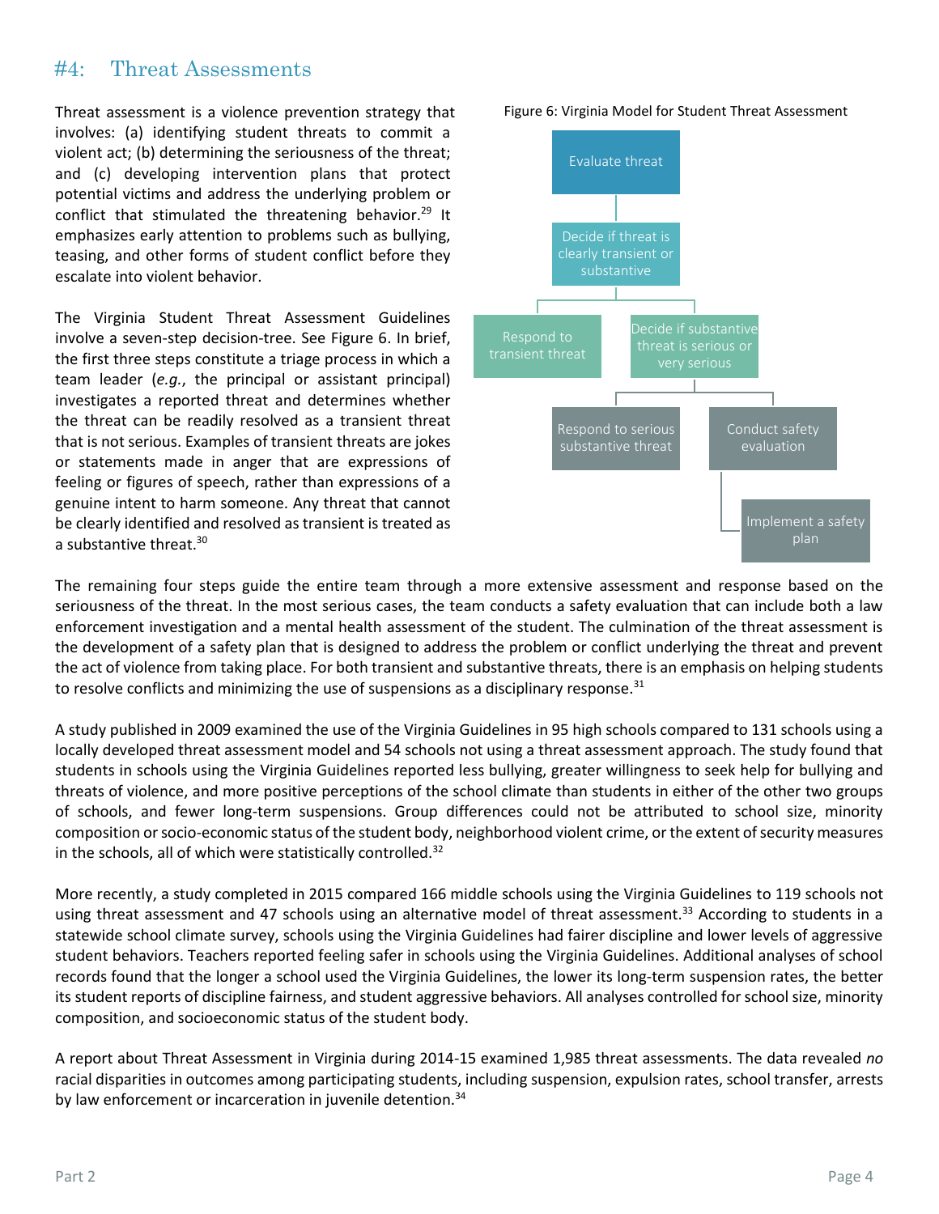## #4: Threat Assessments

Threat assessment is a violence prevention strategy that involves: (a) identifying student threats to commit a violent act; (b) determining the seriousness of the threat; and (c) developing intervention plans that protect potential victims and address the underlying problem or conflict that stimulated the threatening behavior.[29] It emphasizes early attention to problems such as bullying, teasing, and other forms of student conflict before they escalate into violent behavior.

The Virginia Student Threat Assessment Guidelines involve a seven-step decision-tree. See Figure 6. In brief, the first three steps constitute a triage process in which a team leader (*e.g.*, the principal or assistant principal) investigates a reported threat and determines whether the threat can be readily resolved as a transient threat that is not serious. Examples of transient threats are jokes or statements made in anger that are expressions of feeling or figures of speech, rather than expressions of a genuine intent to harm someone. Any threat that cannot be clearly identified and resolved as transient is treated as a substantive threat.[30]

Figure 6: Virginia Model for Student Threat Assessment

- Evaluate threat
  - Decide if threat is clearly transient or substantive
    - Respond to transient threat
    - Decide if substantive threat is serious or very serious
      - Respond to serious substantive threat
      - Conduct safety evaluation
        - Implement a safety plan

The remaining four steps guide the entire team through a more extensive assessment and response based on the seriousness of the threat. In the most serious cases, the team conducts a safety evaluation that can include both a law enforcement investigation and a mental health assessment of the student. The culmination of the threat assessment is the development of a safety plan that is designed to address the problem or conflict underlying the threat and prevent the act of violence from taking place. For both transient and substantive threats, there is an emphasis on helping students to resolve conflicts and minimizing the use of suspensions as a disciplinary response.[31]

A study published in 2009 examined the use of the Virginia Guidelines in 95 high schools compared to 131 schools using a locally developed threat assessment model and 54 schools not using a threat assessment approach. The study found that students in schools using the Virginia Guidelines reported less bullying, greater willingness to seek help for bullying and threats of violence, and more positive perceptions of the school climate than students in either of the other two groups of schools, and fewer long-term suspensions. Group differences could not be attributed to school size, minority composition or socio-economic status of the student body, neighborhood violent crime, or the extent of security measures in the schools, all of which were statistically controlled.[32]

More recently, a study completed in 2015 compared 166 middle schools using the Virginia Guidelines to 119 schools not using threat assessment and 47 schools using an alternative model of threat assessment.[33] According to students in a statewide school climate survey, schools using the Virginia Guidelines had fairer discipline and lower levels of aggressive student behaviors. Teachers reported feeling safer in schools using the Virginia Guidelines. Additional analyses of school records found that the longer a school used the Virginia Guidelines, the lower its long-term suspension rates, the better its student reports of discipline fairness, and student aggressive behaviors. All analyses controlled for school size, minority composition, and socioeconomic status of the student body.

A report about Threat Assessment in Virginia during 2014-15 examined 1,985 threat assessments. The data revealed *no* racial disparities in outcomes among participating students, including suspension, expulsion rates, school transfer, arrests by law enforcement or incarceration in juvenile detention.[34]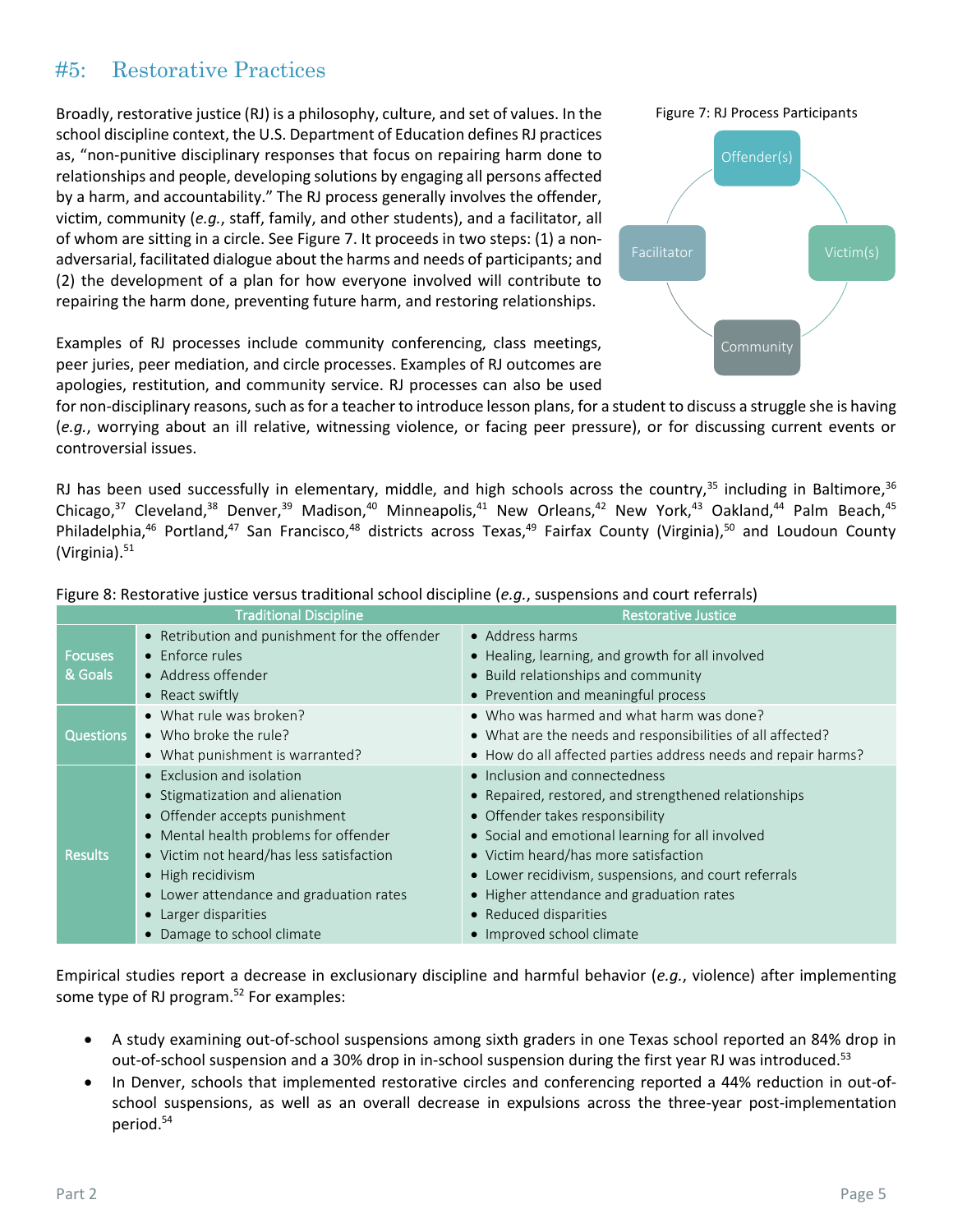## #5: Restorative Practices

Broadly, restorative justice (RJ) is a philosophy, culture, and set of values. In the school discipline context, the U.S. Department of Education defines RJ practices as, "non-punitive disciplinary responses that focus on repairing harm done to relationships and people, developing solutions by engaging all persons affected by a harm, and accountability." The RJ process generally involves the offender, victim, community (*e.g.*, staff, family, and other students), and a facilitator, all of whom are sitting in a circle. See Figure 7. It proceeds in two steps: (1) a non-adversarial, facilitated dialogue about the harms and needs of participants; and (2) the development of a plan for how everyone involved will contribute to repairing the harm done, preventing future harm, and restoring relationships.

Figure 7: RJ Process Participants

Offender(s)

Victim(s)

Community

Facilitator

Examples of RJ processes include community conferencing, class meetings, peer juries, peer mediation, and circle processes. Examples of RJ outcomes are apologies, restitution, and community service. RJ processes can also be used for non-disciplinary reasons, such as for a teacher to introduce lesson plans, for a student to discuss a struggle she is having (*e.g.*, worrying about an ill relative, witnessing violence, or facing peer pressure), or for discussing current events or controversial issues.

RJ has been used successfully in elementary, middle, and high schools across the country,[35] including in Baltimore,[36] Chicago,[37] Cleveland,[38] Denver,[39] Madison,[40] Minneapolis,[41] New Orleans,[42] New York,[43] Oakland,[44] Palm Beach,[45] Philadelphia,[46] Portland,[47] San Francisco,[48] districts across Texas,[49] Fairfax County (Virginia),[50] and Loudoun County (Virginia).[51]

Figure 8: Restorative justice versus traditional school discipline (*e.g.*, suspensions and court referrals)

| | Traditional Discipline | Restorative Justice |
|---|---|---|
| Focuses & Goals | • Retribution and punishment for the offender<br>• Enforce rules<br>• Address offender<br>• React swiftly | • Address harms<br>• Healing, learning, and growth for all involved<br>• Build relationships and community<br>• Prevention and meaningful process |
| Questions | • What rule was broken?<br>• Who broke the rule?<br>• What punishment is warranted? | • Who was harmed and what harm was done?<br>• What are the needs and responsibilities of all affected?<br>• How do all affected parties address needs and repair harms? |
| Results | • Exclusion and isolation<br>• Stigmatization and alienation<br>• Offender accepts punishment<br>• Mental health problems for offender<br>• Victim not heard/has less satisfaction<br>• High recidivism<br>• Lower attendance and graduation rates<br>• Larger disparities<br>• Damage to school climate | • Inclusion and connectedness<br>• Repaired, restored, and strengthened relationships<br>• Offender takes responsibility<br>• Social and emotional learning for all involved<br>• Victim heard/has more satisfaction<br>• Lower recidivism, suspensions, and court referrals<br>• Higher attendance and graduation rates<br>• Reduced disparities<br>• Improved school climate |

Empirical studies report a decrease in exclusionary discipline and harmful behavior (*e.g.*, violence) after implementing some type of RJ program.[52] For examples:

- A study examining out-of-school suspensions among sixth graders in one Texas school reported an 84% drop in out-of-school suspension and a 30% drop in in-school suspension during the first year RJ was introduced.[53]
- In Denver, schools that implemented restorative circles and conferencing reported a 44% reduction in out-of-school suspensions, as well as an overall decrease in expulsions across the three-year post-implementation period.[54]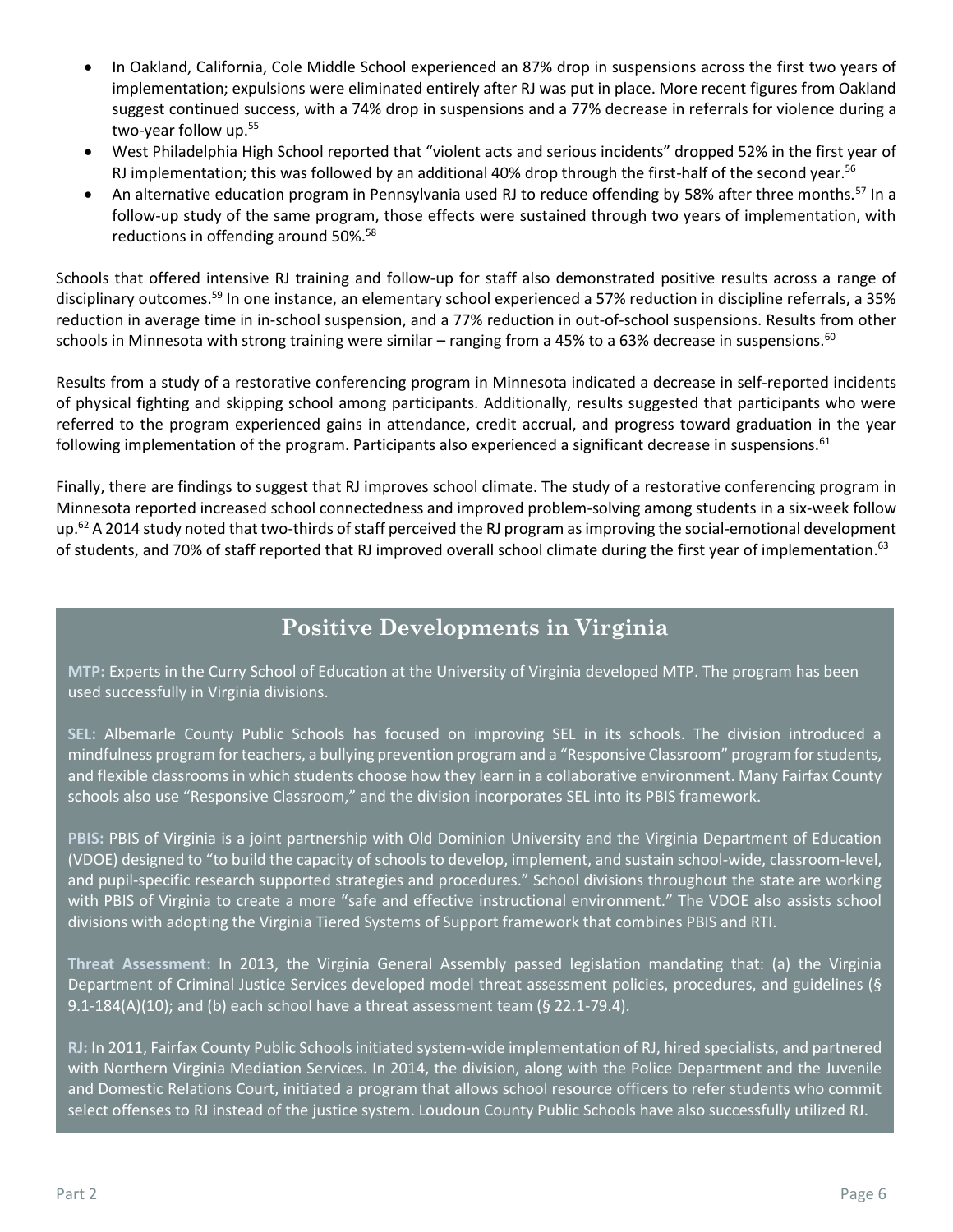- In Oakland, California, Cole Middle School experienced an 87% drop in suspensions across the first two years of implementation; expulsions were eliminated entirely after RJ was put in place. More recent figures from Oakland suggest continued success, with a 74% drop in suspensions and a 77% decrease in referrals for violence during a two-year follow up.[55]
- West Philadelphia High School reported that "violent acts and serious incidents" dropped 52% in the first year of RJ implementation; this was followed by an additional 40% drop through the first-half of the second year.[56]
- An alternative education program in Pennsylvania used RJ to reduce offending by 58% after three months.[57] In a follow-up study of the same program, those effects were sustained through two years of implementation, with reductions in offending around 50%.[58]

Schools that offered intensive RJ training and follow-up for staff also demonstrated positive results across a range of disciplinary outcomes.[59] In one instance, an elementary school experienced a 57% reduction in discipline referrals, a 35% reduction in average time in in-school suspension, and a 77% reduction in out-of-school suspensions. Results from other schools in Minnesota with strong training were similar – ranging from a 45% to a 63% decrease in suspensions.[60]

Results from a study of a restorative conferencing program in Minnesota indicated a decrease in self-reported incidents of physical fighting and skipping school among participants. Additionally, results suggested that participants who were referred to the program experienced gains in attendance, credit accrual, and progress toward graduation in the year following implementation of the program. Participants also experienced a significant decrease in suspensions.[61]

Finally, there are findings to suggest that RJ improves school climate. The study of a restorative conferencing program in Minnesota reported increased school connectedness and improved problem-solving among students in a six-week follow up.[62] A 2014 study noted that two-thirds of staff perceived the RJ program as improving the social-emotional development of students, and 70% of staff reported that RJ improved overall school climate during the first year of implementation.[63]

## Positive Developments in Virginia

**MTP:** Experts in the Curry School of Education at the University of Virginia developed MTP. The program has been used successfully in Virginia divisions.

**SEL:** Albemarle County Public Schools has focused on improving SEL in its schools. The division introduced a mindfulness program for teachers, a bullying prevention program and a "Responsive Classroom" program for students, and flexible classrooms in which students choose how they learn in a collaborative environment. Many Fairfax County schools also use "Responsive Classroom," and the division incorporates SEL into its PBIS framework.

**PBIS:** PBIS of Virginia is a joint partnership with Old Dominion University and the Virginia Department of Education (VDOE) designed to "to build the capacity of schools to develop, implement, and sustain school-wide, classroom-level, and pupil-specific research supported strategies and procedures." School divisions throughout the state are working with PBIS of Virginia to create a more "safe and effective instructional environment." The VDOE also assists school divisions with adopting the Virginia Tiered Systems of Support framework that combines PBIS and RTI.

**Threat Assessment:** In 2013, the Virginia General Assembly passed legislation mandating that: (a) the Virginia Department of Criminal Justice Services developed model threat assessment policies, procedures, and guidelines (§ 9.1-184(A)(10); and (b) each school have a threat assessment team (§ 22.1-79.4).

**RJ:** In 2011, Fairfax County Public Schools initiated system-wide implementation of RJ, hired specialists, and partnered with Northern Virginia Mediation Services. In 2014, the division, along with the Police Department and the Juvenile and Domestic Relations Court, initiated a program that allows school resource officers to refer students who commit select offenses to RJ instead of the justice system. Loudoun County Public Schools have also successfully utilized RJ.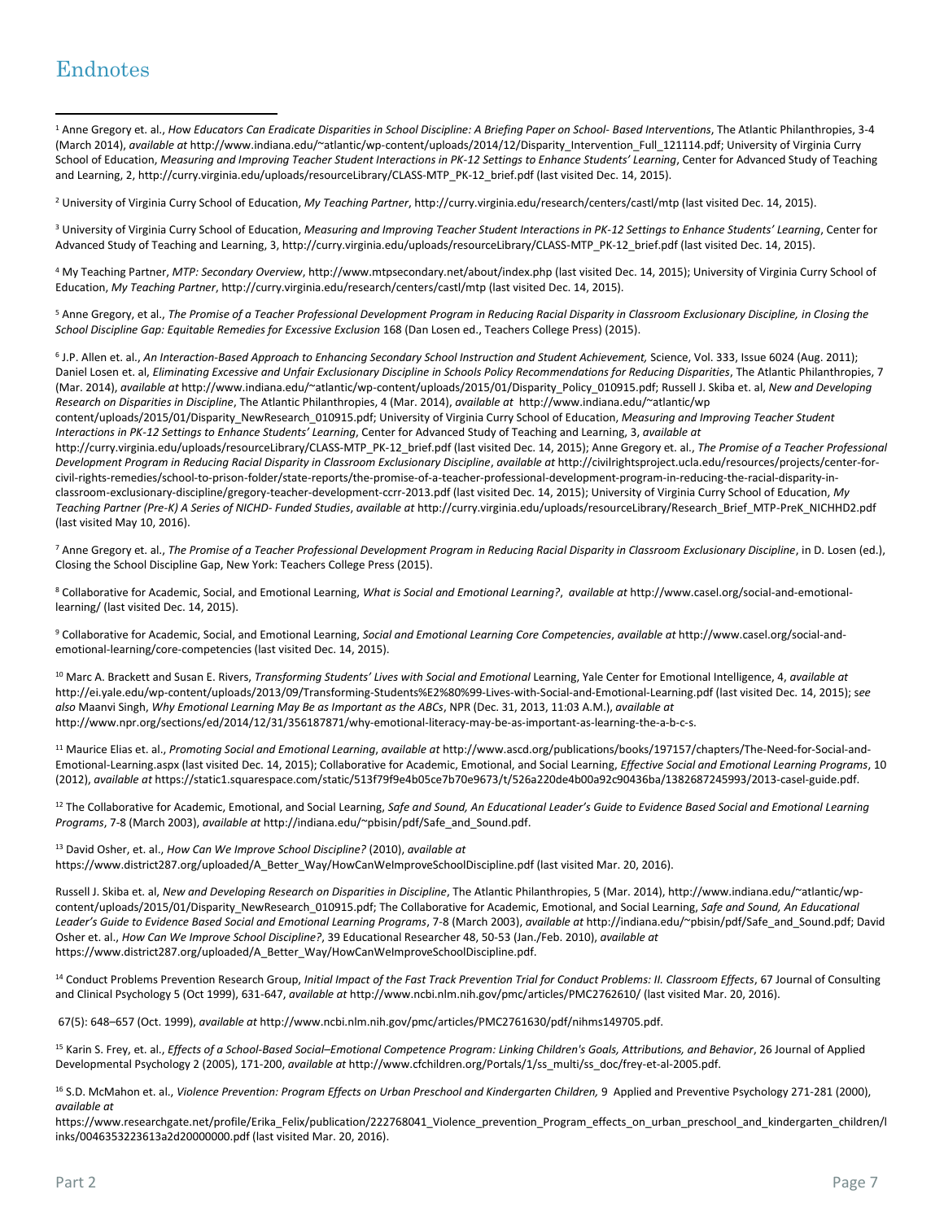# Endnotes

[1] Anne Gregory et. al., *How Educators Can Eradicate Disparities in School Discipline: A Briefing Paper on School- Based Interventions*, The Atlantic Philanthropies, 3-4 (March 2014), *available at* http://www.indiana.edu/~atlantic/wp-content/uploads/2014/12/Disparity_Intervention_Full_121114.pdf; University of Virginia Curry School of Education, *Measuring and Improving Teacher Student Interactions in PK-12 Settings to Enhance Students' Learning*, Center for Advanced Study of Teaching and Learning, 2, http://curry.virginia.edu/uploads/resourceLibrary/CLASS-MTP_PK-12_brief.pdf (last visited Dec. 14, 2015).

[2] University of Virginia Curry School of Education, *My Teaching Partner*, http://curry.virginia.edu/research/centers/castl/mtp (last visited Dec. 14, 2015).

[3] University of Virginia Curry School of Education, *Measuring and Improving Teacher Student Interactions in PK-12 Settings to Enhance Students' Learning*, Center for Advanced Study of Teaching and Learning, 3, http://curry.virginia.edu/uploads/resourceLibrary/CLASS-MTP_PK-12_brief.pdf (last visited Dec. 14, 2015).

[4] My Teaching Partner, *MTP: Secondary Overview*, http://www.mtpsecondary.net/about/index.php (last visited Dec. 14, 2015); University of Virginia Curry School of Education, *My Teaching Partner*, http://curry.virginia.edu/research/centers/castl/mtp (last visited Dec. 14, 2015).

[5] Anne Gregory, et al., *The Promise of a Teacher Professional Development Program in Reducing Racial Disparity in Classroom Exclusionary Discipline, in Closing the School Discipline Gap: Equitable Remedies for Excessive Exclusion* 168 (Dan Losen ed., Teachers College Press) (2015).

[6] J.P. Allen et. al., *An Interaction-Based Approach to Enhancing Secondary School Instruction and Student Achievement,* Science, Vol. 333, Issue 6024 (Aug. 2011); Daniel Losen et. al, *Eliminating Excessive and Unfair Exclusionary Discipline in Schools Policy Recommendations for Reducing Disparities*, The Atlantic Philanthropies, 7 (Mar. 2014), *available at* http://www.indiana.edu/~atlantic/wp-content/uploads/2015/01/Disparity_Policy_010915.pdf; Russell J. Skiba et. al, *New and Developing Research on Disparities in Discipline*, The Atlantic Philanthropies, 4 (Mar. 2014), *available at* http://www.indiana.edu/~atlantic/wp content/uploads/2015/01/Disparity_NewResearch_010915.pdf; University of Virginia Curry School of Education, *Measuring and Improving Teacher Student Interactions in PK-12 Settings to Enhance Students' Learning*, Center for Advanced Study of Teaching and Learning, 3, *available at* http://curry.virginia.edu/uploads/resourceLibrary/CLASS-MTP_PK-12_brief.pdf (last visited Dec. 14, 2015); Anne Gregory et. al., *The Promise of a Teacher Professional Development Program in Reducing Racial Disparity in Classroom Exclusionary Discipline*, *available at* http://civilrightsproject.ucla.edu/resources/projects/center-for-civil-rights-remedies/school-to-prison-folder/state-reports/the-promise-of-a-teacher-professional-development-program-in-reducing-the-racial-disparity-in-classroom-exclusionary-discipline/gregory-teacher-development-ccrr-2013.pdf (last visited Dec. 14, 2015); University of Virginia Curry School of Education, *My Teaching Partner (Pre-K) A Series of NICHD- Funded Studies*, *available at* http://curry.virginia.edu/uploads/resourceLibrary/Research_Brief_MTP-PreK_NICHHD2.pdf (last visited May 10, 2016).

[7] Anne Gregory et. al., *The Promise of a Teacher Professional Development Program in Reducing Racial Disparity in Classroom Exclusionary Discipline*, in D. Losen (ed.), Closing the School Discipline Gap, New York: Teachers College Press (2015).

[8] Collaborative for Academic, Social, and Emotional Learning, *What is Social and Emotional Learning?*, *available at* http://www.casel.org/social-and-emotional-learning/ (last visited Dec. 14, 2015).

[9] Collaborative for Academic, Social, and Emotional Learning, *Social and Emotional Learning Core Competencies*, *available at* http://www.casel.org/social-and-emotional-learning/core-competencies (last visited Dec. 14, 2015).

[10] Marc A. Brackett and Susan E. Rivers, *Transforming Students' Lives with Social and Emotional* Learning, Yale Center for Emotional Intelligence, 4, *available at* http://ei.yale.edu/wp-content/uploads/2013/09/Transforming-Students%E2%80%99-Lives-with-Social-and-Emotional-Learning.pdf (last visited Dec. 14, 2015); *see also* Maanvi Singh, *Why Emotional Learning May Be as Important as the ABCs*, NPR (Dec. 31, 2013, 11:03 A.M.), *available at* http://www.npr.org/sections/ed/2014/12/31/356187871/why-emotional-literacy-may-be-as-important-as-learning-the-a-b-c-s.

[11] Maurice Elias et. al., *Promoting Social and Emotional Learning*, *available at* http://www.ascd.org/publications/books/197157/chapters/The-Need-for-Social-and-Emotional-Learning.aspx (last visited Dec. 14, 2015); Collaborative for Academic, Emotional, and Social Learning, *Effective Social and Emotional Learning Programs*, 10 (2012), *available at* https://static1.squarespace.com/static/513f79f9e4b05ce7b70e9673/t/526a220de4b00a92c90436ba/1382687245993/2013-casel-guide.pdf.

[12] The Collaborative for Academic, Emotional, and Social Learning, *Safe and Sound, An Educational Leader's Guide to Evidence Based Social and Emotional Learning Programs*, 7-8 (March 2003), *available at* http://indiana.edu/~pbisin/pdf/Safe_and_Sound.pdf.

[13] David Osher, et. al., *How Can We Improve School Discipline?* (2010), *available at* https://www.district287.org/uploaded/A_Better_Way/HowCanWeImproveSchoolDiscipline.pdf (last visited Mar. 20, 2016).

Russell J. Skiba et. al, *New and Developing Research on Disparities in Discipline*, The Atlantic Philanthropies, 5 (Mar. 2014), http://www.indiana.edu/~atlantic/wp-content/uploads/2015/01/Disparity_NewResearch_010915.pdf; The Collaborative for Academic, Emotional, and Social Learning, *Safe and Sound, An Educational Leader's Guide to Evidence Based Social and Emotional Learning Programs*, 7-8 (March 2003), *available at* http://indiana.edu/~pbisin/pdf/Safe_and_Sound.pdf; David Osher et. al., *How Can We Improve School Discipline?*, 39 Educational Researcher 48, 50-53 (Jan./Feb. 2010), *available at* https://www.district287.org/uploaded/A_Better_Way/HowCanWeImproveSchoolDiscipline.pdf.

[14] Conduct Problems Prevention Research Group, *Initial Impact of the Fast Track Prevention Trial for Conduct Problems: II. Classroom Effects*, 67 Journal of Consulting and Clinical Psychology 5 (Oct 1999), 631-647, *available at* http://www.ncbi.nlm.nih.gov/pmc/articles/PMC2762610/ (last visited Mar. 20, 2016).

67(5): 648–657 (Oct. 1999), *available at* http://www.ncbi.nlm.nih.gov/pmc/articles/PMC2761630/pdf/nihms149705.pdf.

[15] Karin S. Frey, et. al., *Effects of a School-Based Social–Emotional Competence Program: Linking Children's Goals, Attributions, and Behavior*, 26 Journal of Applied Developmental Psychology 2 (2005), 171-200, *available at* http://www.cfchildren.org/Portals/1/ss_multi/ss_doc/frey-et-al-2005.pdf.

[16] S.D. McMahon et. al., *Violence Prevention: Program Effects on Urban Preschool and Kindergarten Children,* 9 Applied and Preventive Psychology 271-281 (2000), *available at* https://www.researchgate.net/profile/Erika_Felix/publication/222768041_Violence_prevention_Program_effects_on_urban_preschool_and_kindergarten_children/links/0046353223613a2d20000000.pdf (last visited Mar. 20, 2016).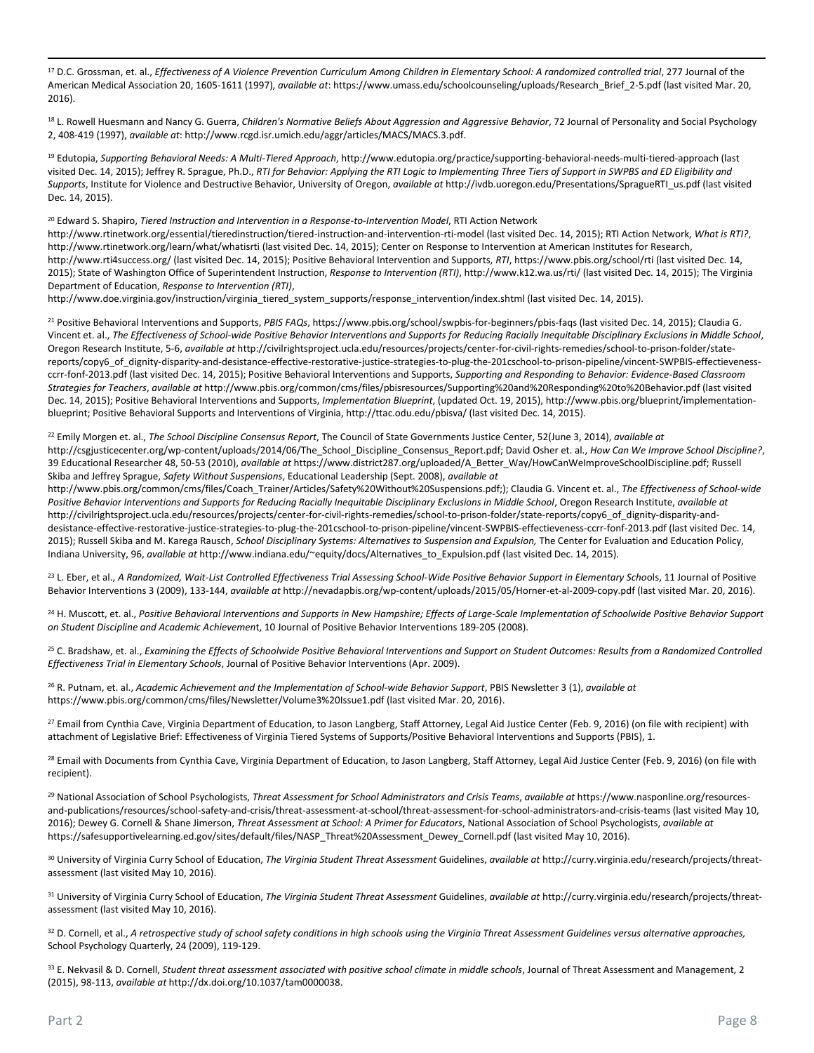[17] D.C. Grossman, et. al., *Effectiveness of A Violence Prevention Curriculum Among Children in Elementary School: A randomized controlled trial*, 277 Journal of the American Medical Association 20, 1605-1611 (1997), *available at*: https://www.umass.edu/schoolcounseling/uploads/Research_Brief_2-5.pdf (last visited Mar. 20, 2016).

[18] L. Rowell Huesmann and Nancy G. Guerra, *Children's Normative Beliefs About Aggression and Aggressive Behavior*, 72 Journal of Personality and Social Psychology 2, 408-419 (1997), *available at*: http://www.rcgd.isr.umich.edu/aggr/articles/MACS/MACS.3.pdf.

[19] Edutopia, *Supporting Behavioral Needs: A Multi-Tiered Approach*, http://www.edutopia.org/practice/supporting-behavioral-needs-multi-tiered-approach (last visited Dec. 14, 2015); Jeffrey R. Sprague, Ph.D., *RTI for Behavior: Applying the RTI Logic to Implementing Three Tiers of Support in SWPBS and ED Eligibility and Supports*, Institute for Violence and Destructive Behavior, University of Oregon, *available at* http://ivdb.uoregon.edu/Presentations/SpragueRTI_us.pdf (last visited Dec. 14, 2015).

[20] Edward S. Shapiro, *Tiered Instruction and Intervention in a Response-to-Intervention Model*, RTI Action Network http://www.rtinetwork.org/essential/tieredinstruction/tiered-instruction-and-intervention-rti-model (last visited Dec. 14, 2015); RTI Action Network, *What is RTI?*, http://www.rtinetwork.org/learn/what/whatisrti (last visited Dec. 14, 2015); Center on Response to Intervention at American Institutes for Research, http://www.rti4success.org/ (last visited Dec. 14, 2015); Positive Behavioral Intervention and Supports, *RTI*, https://www.pbis.org/school/rti (last visited Dec. 14, 2015); State of Washington Office of Superintendent Instruction, *Response to Intervention (RTI)*, http://www.k12.wa.us/rti/ (last visited Dec. 14, 2015); The Virginia Department of Education, *Response to Intervention (RTI)*, http://www.doe.virginia.gov/instruction/virginia_tiered_system_supports/response_intervention/index.shtml (last visited Dec. 14, 2015).

[21] Positive Behavioral Interventions and Supports, *PBIS FAQs*, https://www.pbis.org/school/swpbis-for-beginners/pbis-faqs (last visited Dec. 14, 2015); Claudia G. Vincent et. al., *The Effectiveness of School-wide Positive Behavior Interventions and Supports for Reducing Racially Inequitable Disciplinary Exclusions in Middle School*, Oregon Research Institute, 5-6, *available at* http://civilrightsproject.ucla.edu/resources/projects/center-for-civil-rights-remedies/school-to-prison-folder/state-reports/copy6_of_dignity-disparity-and-desistance-effective-restorative-justice-strategies-to-plug-the-201cschool-to-prison-pipeline/vincent-SWPBIS-effectieveness-ccrr-fonf-2013.pdf (last visited Dec. 14, 2015); Positive Behavioral Interventions and Supports, *Supporting and Responding to Behavior: Evidence-Based Classroom Strategies for Teachers*, *available at* http://www.pbis.org/common/cms/files/pbisresources/Supporting%20and%20Responding%20to%20Behavior.pdf (last visited Dec. 14, 2015); Positive Behavioral Interventions and Supports, *Implementation Blueprint*, (updated Oct. 19, 2015), http://www.pbis.org/blueprint/implementation-blueprint; Positive Behavioral Supports and Interventions of Virginia, http://ttac.odu.edu/pbisva/ (last visited Dec. 14, 2015).

[22] Emily Morgen et. al., *The School Discipline Consensus Report*, The Council of State Governments Justice Center, 52(June 3, 2014), *available at* http://csgjusticecenter.org/wp-content/uploads/2014/06/The_School_Discipline_Consensus_Report.pdf; David Osher et. al., *How Can We Improve School Discipline?*, 39 Educational Researcher 48, 50-53 (2010), *available at* https://www.district287.org/uploaded/A_Better_Way/HowCanWeImproveSchoolDiscipline.pdf; Russell Skiba and Jeffrey Sprague, *Safety Without Suspensions*, Educational Leadership (Sept. 2008), *available at* http://www.pbis.org/common/cms/files/Coach_Trainer/Articles/Safety%20Without%20Suspensions.pdf;); Claudia G. Vincent et. al., *The Effectiveness of School-wide Positive Behavior Interventions and Supports for Reducing Racially Inequitable Disciplinary Exclusions in Middle School*, Oregon Research Institute, *available at* http://civilrightsproject.ucla.edu/resources/projects/center-for-civil-rights-remedies/school-to-prison-folder/state-reports/copy6_of_dignity-disparity-and-desistance-effective-restorative-justice-strategies-to-plug-the-201cschool-to-prison-pipeline/vincent-SWPBIS-effectieveness-ccrr-fonf-2013.pdf (last visited Dec. 14, 2015); Russell Skiba and M. Karega Rausch, *School Disciplinary Systems: Alternatives to Suspension and Expulsion,* The Center for Evaluation and Education Policy, Indiana University, 96, *available at* http://www.indiana.edu/~equity/docs/Alternatives_to_Expulsion.pdf (last visited Dec. 14, 2015).

[23] L. Eber, et al., *A Randomized, Wait-List Controlled Effectiveness Trial Assessing School-Wide Positive Behavior Support in Elementary School*s, 11 Journal of Positive Behavior Interventions 3 (2009), 133-144, *available at* http://nevadapbis.org/wp-content/uploads/2015/05/Horner-et-al-2009-copy.pdf (last visited Mar. 20, 2016).

[24] H. Muscott, et. al., *Positive Behavioral Interventions and Supports in New Hampshire; Effects of Large-Scale Implementation of Schoolwide Positive Behavior Support on Student Discipline and Academic Achievemen*t, 10 Journal of Positive Behavior Interventions 189-205 (2008).

[25] C. Bradshaw, et. al., *Examining the Effects of Schoolwide Positive Behavioral Interventions and Support on Student Outcomes: Results from a Randomized Controlled Effectiveness Trial in Elementary Schools*, Journal of Positive Behavior Interventions (Apr. 2009).

[26] R. Putnam, et. al., *Academic Achievement and the Implementation of School-wide Behavior Support*, PBIS Newsletter 3 (1), *available at* https://www.pbis.org/common/cms/files/Newsletter/Volume3%20Issue1.pdf (last visited Mar. 20, 2016).

[27] Email from Cynthia Cave, Virginia Department of Education, to Jason Langberg, Staff Attorney, Legal Aid Justice Center (Feb. 9, 2016) (on file with recipient) with attachment of Legislative Brief: Effectiveness of Virginia Tiered Systems of Supports/Positive Behavioral Interventions and Supports (PBIS), 1.

[28] Email with Documents from Cynthia Cave, Virginia Department of Education, to Jason Langberg, Staff Attorney, Legal Aid Justice Center (Feb. 9, 2016) (on file with recipient).

[29] National Association of School Psychologists, *Threat Assessment for School Administrators and Crisis Teams*, *available at* https://www.nasponline.org/resources-and-publications/resources/school-safety-and-crisis/threat-assessment-at-school/threat-assessment-for-school-administrators-and-crisis-teams (last visited May 10, 2016); Dewey G. Cornell & Shane Jimerson, *Threat Assessment at School: A Primer for Educators*, National Association of School Psychologists, *available at* https://safesupportivelearning.ed.gov/sites/default/files/NASP_Threat%20Assessment_Dewey_Cornell.pdf (last visited May 10, 2016).

[30] University of Virginia Curry School of Education, *The Virginia Student Threat Assessment* Guidelines, *available at* http://curry.virginia.edu/research/projects/threat-assessment (last visited May 10, 2016).

[31] University of Virginia Curry School of Education, *The Virginia Student Threat Assessment* Guidelines, *available at* http://curry.virginia.edu/research/projects/threat-assessment (last visited May 10, 2016).

[32] D. Cornell, et al., *A retrospective study of school safety conditions in high schools using the Virginia Threat Assessment Guidelines versus alternative approaches,* School Psychology Quarterly, 24 (2009), 119-129.

[33] E. Nekvasil & D. Cornell, *Student threat assessment associated with positive school climate in middle schools*, Journal of Threat Assessment and Management, 2 (2015), 98-113, *available at* http://dx.doi.org/10.1037/tam0000038.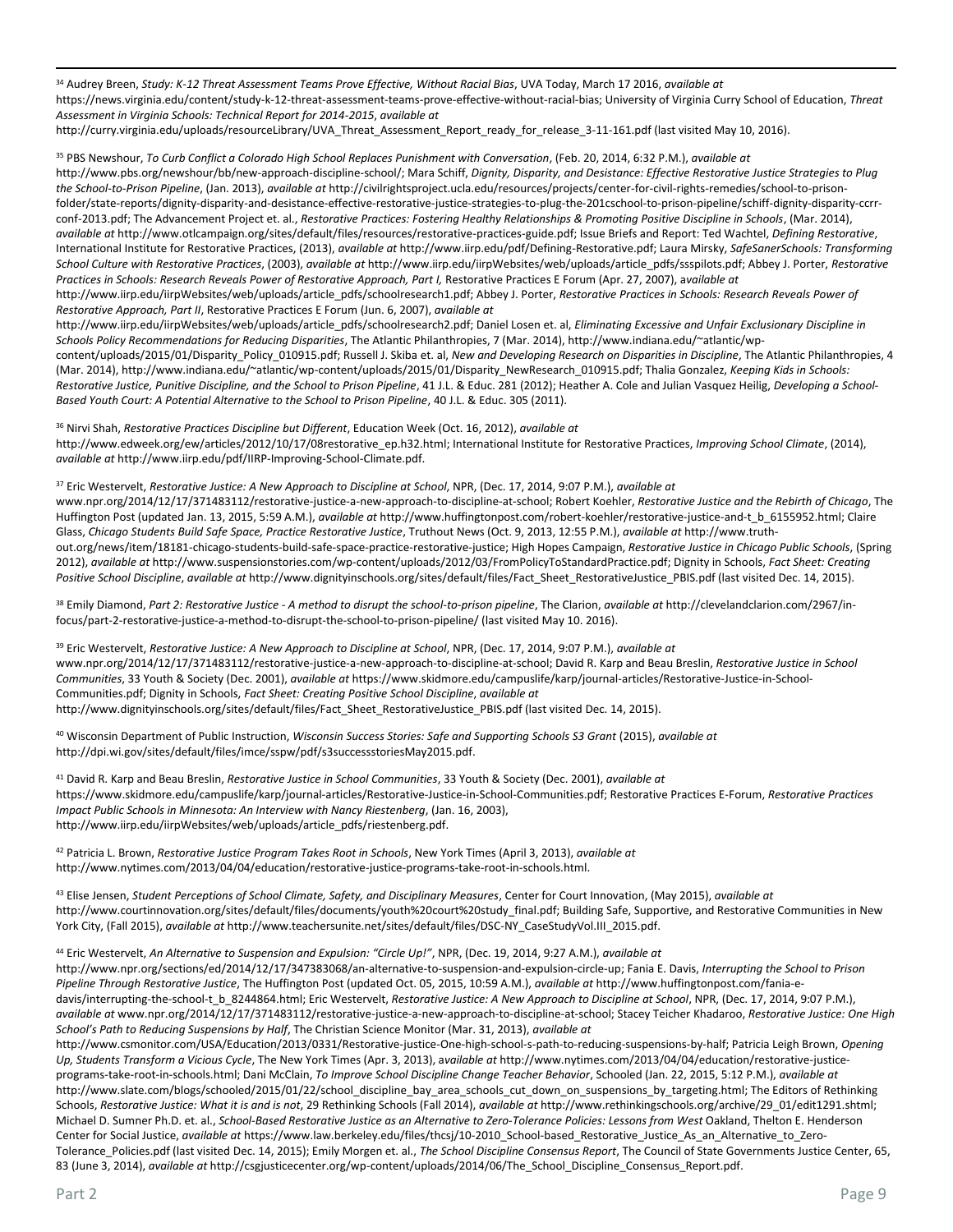[34] Audrey Breen, *Study: K-12 Threat Assessment Teams Prove Effective, Without Racial Bias*, UVA Today, March 17 2016, *available at* https://news.virginia.edu/content/study-k-12-threat-assessment-teams-prove-effective-without-racial-bias; University of Virginia Curry School of Education, *Threat Assessment in Virginia Schools: Technical Report for 2014-2015*, *available at* http://curry.virginia.edu/uploads/resourceLibrary/UVA_Threat_Assessment_Report_ready_for_release_3-11-161.pdf (last visited May 10, 2016).

[35] PBS Newshour, *To Curb Conflict a Colorado High School Replaces Punishment with Conversation*, (Feb. 20, 2014, 6:32 P.M.), *available at* http://www.pbs.org/newshour/bb/new-approach-discipline-school/; Mara Schiff, *Dignity, Disparity, and Desistance: Effective Restorative Justice Strategies to Plug the School-to-Prison Pipeline*, (Jan. 2013), *available at* http://civilrightsproject.ucla.edu/resources/projects/center-for-civil-rights-remedies/school-to-prison-folder/state-reports/dignity-disparity-and-desistance-effective-restorative-justice-strategies-to-plug-the-201cschool-to-prison-pipeline/schiff-dignity-disparity-ccrr-conf-2013.pdf; The Advancement Project et. al., *Restorative Practices: Fostering Healthy Relationships & Promoting Positive Discipline in Schools*, (Mar. 2014), *available at* http://www.otlcampaign.org/sites/default/files/resources/restorative-practices-guide.pdf; Issue Briefs and Report: Ted Wachtel, *Defining Restorative*, International Institute for Restorative Practices, (2013), *available at* http://www.iirp.edu/pdf/Defining-Restorative.pdf; Laura Mirsky, *SafeSanerSchools: Transforming School Culture with Restorative Practices*, (2003), *available at* http://www.iirp.edu/iirpWebsites/web/uploads/article_pdfs/ssspilots.pdf; Abbey J. Porter, *Restorative Practices in Schools: Research Reveals Power of Restorative Approach, Part I,* Restorative Practices E Forum (Apr. 27, 2007), a*vailable at* http://www.iirp.edu/iirpWebsites/web/uploads/article_pdfs/schoolresearch1.pdf; Abbey J. Porter, *Restorative Practices in Schools: Research Reveals Power of Restorative Approach, Part II*, Restorative Practices E Forum (Jun. 6, 2007), *available at* http://www.iirp.edu/iirpWebsites/web/uploads/article_pdfs/schoolresearch2.pdf; Daniel Losen et. al, *Eliminating Excessive and Unfair Exclusionary Discipline in Schools Policy Recommendations for Reducing Disparities*, The Atlantic Philanthropies, 7 (Mar. 2014), http://www.indiana.edu/~atlantic/wp-content/uploads/2015/01/Disparity_Policy_010915.pdf; Russell J. Skiba et. al, *New and Developing Research on Disparities in Discipline*, The Atlantic Philanthropies, 4 (Mar. 2014), http://www.indiana.edu/~atlantic/wp-content/uploads/2015/01/Disparity_NewResearch_010915.pdf; Thalia Gonzalez, *Keeping Kids in Schools: Restorative Justice, Punitive Discipline, and the School to Prison Pipeline*, 41 J.L. & Educ. 281 (2012); Heather A. Cole and Julian Vasquez Heilig, *Developing a School-Based Youth Court: A Potential Alternative to the School to Prison Pipeline*, 40 J.L. & Educ. 305 (2011).

[36] Nirvi Shah, *Restorative Practices Discipline but Different*, Education Week (Oct. 16, 2012), *available at* http://www.edweek.org/ew/articles/2012/10/17/08restorative_ep.h32.html; International Institute for Restorative Practices, *Improving School Climate*, (2014), *available at* http://www.iirp.edu/pdf/IIRP-Improving-School-Climate.pdf.

[37] Eric Westervelt, *Restorative Justice: A New Approach to Discipline at School*, NPR, (Dec. 17, 2014, 9:07 P.M.), *available at* www.npr.org/2014/12/17/371483112/restorative-justice-a-new-approach-to-discipline-at-school; Robert Koehler, *Restorative Justice and the Rebirth of Chicago*, The Huffington Post (updated Jan. 13, 2015, 5:59 A.M.), *available at* http://www.huffingtonpost.com/robert-koehler/restorative-justice-and-t_b_6155952.html; Claire Glass, *Chicago Students Build Safe Space, Practice Restorative Justice*, Truthout News (Oct. 9, 2013, 12:55 P.M.), *available at* http://www.truth-out.org/news/item/18181-chicago-students-build-safe-space-practice-restorative-justice; High Hopes Campaign, *Restorative Justice in Chicago Public Schools*, (Spring 2012), *available at* http://www.suspensionstories.com/wp-content/uploads/2012/03/FromPolicyToStandardPractice.pdf; Dignity in Schools, *Fact Sheet: Creating Positive School Discipline*, *available at* http://www.dignityinschools.org/sites/default/files/Fact_Sheet_RestorativeJustice_PBIS.pdf (last visited Dec. 14, 2015).

[38] Emily Diamond, *Part 2: Restorative Justice - A method to disrupt the school-to-prison pipeline*, The Clarion, *available at* http://clevelandclarion.com/2967/in-focus/part-2-restorative-justice-a-method-to-disrupt-the-school-to-prison-pipeline/ (last visited May 10. 2016).

[39] Eric Westervelt, *Restorative Justice: A New Approach to Discipline at School*, NPR, (Dec. 17, 2014, 9:07 P.M.), *available at* www.npr.org/2014/12/17/371483112/restorative-justice-a-new-approach-to-discipline-at-school; David R. Karp and Beau Breslin, *Restorative Justice in School Communities*, 33 Youth & Society (Dec. 2001), *available at* https://www.skidmore.edu/campuslife/karp/journal-articles/Restorative-Justice-in-School-Communities.pdf; Dignity in Schools, *Fact Sheet: Creating Positive School Discipline*, *available at* http://www.dignityinschools.org/sites/default/files/Fact_Sheet_RestorativeJustice_PBIS.pdf (last visited Dec. 14, 2015).

[40] Wisconsin Department of Public Instruction, *Wisconsin Success Stories: Safe and Supporting Schools S3 Grant* (2015), *available at* http://dpi.wi.gov/sites/default/files/imce/sspw/pdf/s3successstoriesMay2015.pdf.

[41] David R. Karp and Beau Breslin, *Restorative Justice in School Communities*, 33 Youth & Society (Dec. 2001), *available at* https://www.skidmore.edu/campuslife/karp/journal-articles/Restorative-Justice-in-School-Communities.pdf; Restorative Practices E-Forum, *Restorative Practices Impact Public Schools in Minnesota: An Interview with Nancy Riestenberg*, (Jan. 16, 2003), http://www.iirp.edu/iirpWebsites/web/uploads/article_pdfs/riestenberg.pdf.

[42] Patricia L. Brown, *Restorative Justice Program Takes Root in Schools*, New York Times (April 3, 2013), *available at* http://www.nytimes.com/2013/04/04/education/restorative-justice-programs-take-root-in-schools.html.

[43] Elise Jensen, *Student Perceptions of School Climate, Safety, and Disciplinary Measures*, Center for Court Innovation, (May 2015), *available at* http://www.courtinnovation.org/sites/default/files/documents/youth%20court%20study_final.pdf; Building Safe, Supportive, and Restorative Communities in New York City, (Fall 2015), *available at* http://www.teachersunite.net/sites/default/files/DSC-NY_CaseStudyVol.III_2015.pdf.

[44] Eric Westervelt, *An Alternative to Suspension and Expulsion: "Circle Up!"*, NPR, (Dec. 19, 2014, 9:27 A.M.), *available at* http://www.npr.org/sections/ed/2014/12/17/347383068/an-alternative-to-suspension-and-expulsion-circle-up; Fania E. Davis, *Interrupting the School to Prison Pipeline Through Restorative Justice*, The Huffington Post (updated Oct. 05, 2015, 10:59 A.M.), *available at* http://www.huffingtonpost.com/fania-e-davis/interrupting-the-school-t_b_8244864.html; Eric Westervelt, *Restorative Justice: A New Approach to Discipline at School*, NPR, (Dec. 17, 2014, 9:07 P.M.), *available at* www.npr.org/2014/12/17/371483112/restorative-justice-a-new-approach-to-discipline-at-school; Stacey Teicher Khadaroo, *Restorative Justice: One High School's Path to Reducing Suspensions by Half*, The Christian Science Monitor (Mar. 31, 2013), *available at* http://www.csmonitor.com/USA/Education/2013/0331/Restorative-justice-One-high-school-s-path-to-reducing-suspensions-by-half; Patricia Leigh Brown, *Opening Up, Students Transform a Vicious Cycle*, The New York Times (Apr. 3, 2013), a*vailable at* http://www.nytimes.com/2013/04/04/education/restorative-justice-programs-take-root-in-schools.html; Dani McClain, *To Improve School Discipline Change Teacher Behavior*, Schooled (Jan. 22, 2015, 5:12 P.M.), *available at* http://www.slate.com/blogs/schooled/2015/01/22/school_discipline_bay_area_schools_cut_down_on_suspensions_by_targeting.html; The Editors of Rethinking Schools, *Restorative Justice: What it is and is not*, 29 Rethinking Schools (Fall 2014), *available at* http://www.rethinkingschools.org/archive/29_01/edit1291.shtml; Michael D. Sumner Ph.D. et. al., *School-Based Restorative Justice as an Alternative to Zero-Tolerance Policies: Lessons from West* Oakland, Thelton E. Henderson Center for Social Justice, *available at* https://www.law.berkeley.edu/files/thcsj/10-2010_School-based_Restorative_Justice_As_an_Alternative_to_Zero-Tolerance_Policies.pdf (last visited Dec. 14, 2015); Emily Morgen et. al., *The School Discipline Consensus Report*, The Council of State Governments Justice Center, 65, 83 (June 3, 2014), *available at* http://csgjusticecenter.org/wp-content/uploads/2014/06/The_School_Discipline_Consensus_Report.pdf.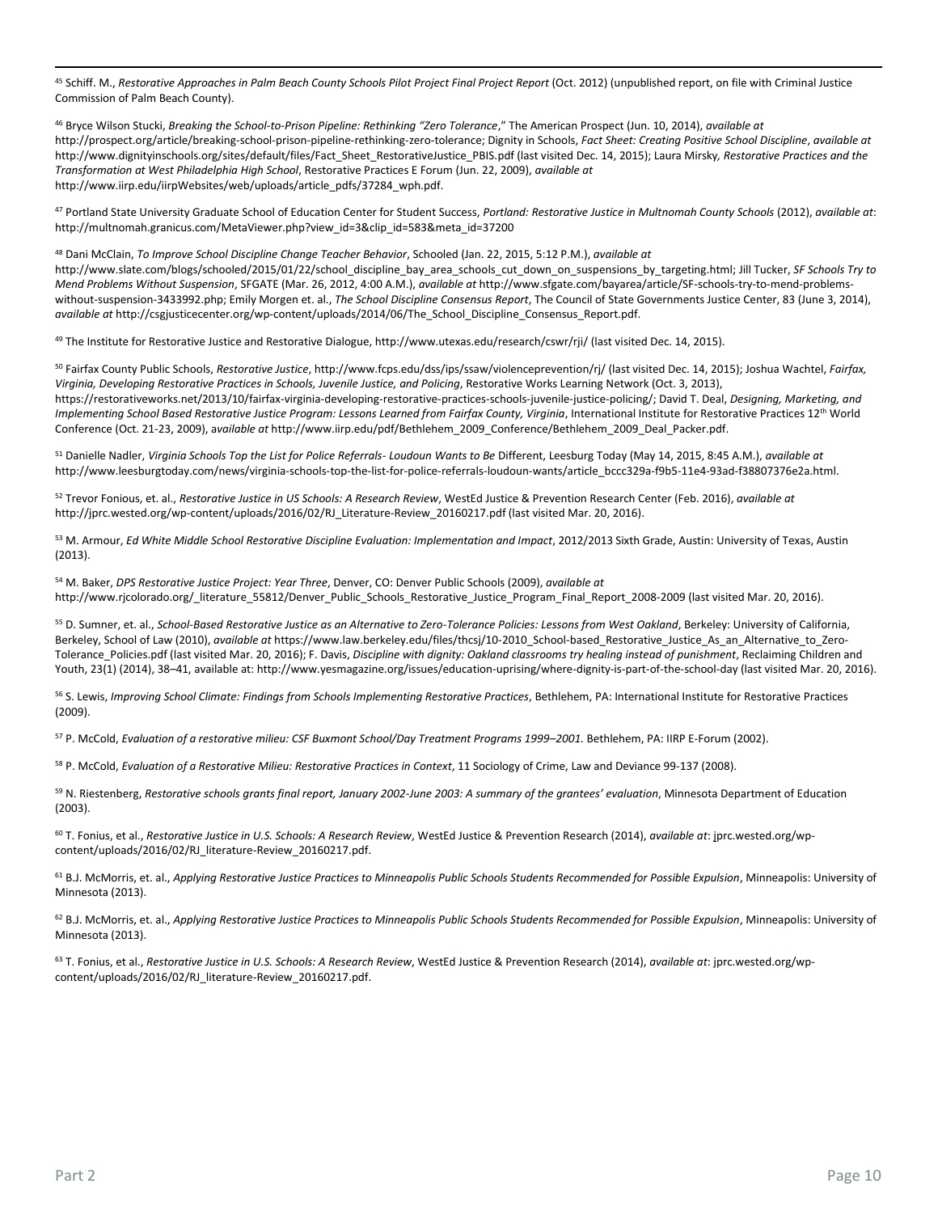[45] Schiff. M., *Restorative Approaches in Palm Beach County Schools Pilot Project Final Project Report* (Oct. 2012) (unpublished report, on file with Criminal Justice Commission of Palm Beach County).

[46] Bryce Wilson Stucki, *Breaking the School-to-Prison Pipeline: Rethinking "Zero Tolerance*," The American Prospect (Jun. 10, 2014), *available at* http://prospect.org/article/breaking-school-prison-pipeline-rethinking-zero-tolerance; Dignity in Schools, *Fact Sheet: Creating Positive School Discipline*, *available at* http://www.dignityinschools.org/sites/default/files/Fact_Sheet_RestorativeJustice_PBIS.pdf (last visited Dec. 14, 2015); Laura Mirsky*, Restorative Practices and the Transformation at West Philadelphia High School*, Restorative Practices E Forum (Jun. 22, 2009), *available at* http://www.iirp.edu/iirpWebsites/web/uploads/article_pdfs/37284_wph.pdf.

[47] Portland State University Graduate School of Education Center for Student Success, *Portland: Restorative Justice in Multnomah County Schools* (2012), *available at*: http://multnomah.granicus.com/MetaViewer.php?view_id=3&clip_id=583&meta_id=37200

[48] Dani McClain, *To Improve School Discipline Change Teacher Behavior*, Schooled (Jan. 22, 2015, 5:12 P.M.), *available at* http://www.slate.com/blogs/schooled/2015/01/22/school_discipline_bay_area_schools_cut_down_on_suspensions_by_targeting.html; Jill Tucker, *SF Schools Try to Mend Problems Without Suspension*, SFGATE (Mar. 26, 2012, 4:00 A.M.), *available at* http://www.sfgate.com/bayarea/article/SF-schools-try-to-mend-problems-without-suspension-3433992.php; Emily Morgen et. al., *The School Discipline Consensus Report*, The Council of State Governments Justice Center, 83 (June 3, 2014), *available at* http://csgjusticecenter.org/wp-content/uploads/2014/06/The_School_Discipline_Consensus_Report.pdf.

[49] The Institute for Restorative Justice and Restorative Dialogue, http://www.utexas.edu/research/cswr/rji/ (last visited Dec. 14, 2015).

[50] Fairfax County Public Schools, *Restorative Justice*, http://www.fcps.edu/dss/ips/ssaw/violenceprevention/rj/ (last visited Dec. 14, 2015); Joshua Wachtel, *Fairfax, Virginia, Developing Restorative Practices in Schools, Juvenile Justice, and Policing*, Restorative Works Learning Network (Oct. 3, 2013), https://restorativeworks.net/2013/10/fairfax-virginia-developing-restorative-practices-schools-juvenile-justice-policing/; David T. Deal, *Designing, Marketing, and Implementing School Based Restorative Justice Program: Lessons Learned from Fairfax County, Virginia*, International Institute for Restorative Practices 12th World Conference (Oct. 21-23, 2009), *available at* http://www.iirp.edu/pdf/Bethlehem_2009_Conference/Bethlehem_2009_Deal_Packer.pdf.

[51] Danielle Nadler, *Virginia Schools Top the List for Police Referrals- Loudoun Wants to Be* Different, Leesburg Today (May 14, 2015, 8:45 A.M.), *available at* http://www.leesburgtoday.com/news/virginia-schools-top-the-list-for-police-referrals-loudoun-wants/article_bccc329a-f9b5-11e4-93ad-f38807376e2a.html.

[52] Trevor Fonious, et. al., *Restorative Justice in US Schools: A Research Review*, WestEd Justice & Prevention Research Center (Feb. 2016), *available at* http://jprc.wested.org/wp-content/uploads/2016/02/RJ_Literature-Review_20160217.pdf (last visited Mar. 20, 2016).

[53] M. Armour, *Ed White Middle School Restorative Discipline Evaluation: Implementation and Impact*, 2012/2013 Sixth Grade, Austin: University of Texas, Austin (2013).

[54] M. Baker, *DPS Restorative Justice Project: Year Three*, Denver, CO: Denver Public Schools (2009), *available at* http://www.rjcolorado.org/_literature_55812/Denver_Public_Schools_Restorative_Justice_Program_Final_Report_2008-2009 (last visited Mar. 20, 2016).

[55] D. Sumner, et. al., *School-Based Restorative Justice as an Alternative to Zero-Tolerance Policies: Lessons from West Oakland*, Berkeley: University of California, Berkeley, School of Law (2010), *available at* https://www.law.berkeley.edu/files/thcsj/10-2010_School-based_Restorative_Justice_As_an_Alternative_to_Zero-Tolerance_Policies.pdf (last visited Mar. 20, 2016); F. Davis, *Discipline with dignity: Oakland classrooms try healing instead of punishment*, Reclaiming Children and Youth, 23(1) (2014), 38–41, available at: http://www.yesmagazine.org/issues/education-uprising/where-dignity-is-part-of-the-school-day (last visited Mar. 20, 2016).

[56] S. Lewis, *Improving School Climate: Findings from Schools Implementing Restorative Practices*, Bethlehem, PA: International Institute for Restorative Practices (2009).

[57] P. McCold, *Evaluation of a restorative milieu: CSF Buxmont School/Day Treatment Programs 1999–2001.* Bethlehem, PA: IIRP E-Forum (2002).

[58] P. McCold, *Evaluation of a Restorative Milieu: Restorative Practices in Context*, 11 Sociology of Crime, Law and Deviance 99-137 (2008).

[59] N. Riestenberg, *Restorative schools grants final report, January 2002-June 2003: A summary of the grantees' evaluation*, Minnesota Department of Education (2003).

[60] T. Fonius, et al., *Restorative Justice in U.S. Schools: A Research Review*, WestEd Justice & Prevention Research (2014), *available at*: jprc.wested.org/wp-content/uploads/2016/02/RJ_literature-Review_20160217.pdf.

[61] B.J. McMorris, et. al., *Applying Restorative Justice Practices to Minneapolis Public Schools Students Recommended for Possible Expulsion*, Minneapolis: University of Minnesota (2013).

[62] B.J. McMorris, et. al., *Applying Restorative Justice Practices to Minneapolis Public Schools Students Recommended for Possible Expulsion*, Minneapolis: University of Minnesota (2013).

[63] T. Fonius, et al., *Restorative Justice in U.S. Schools: A Research Review*, WestEd Justice & Prevention Research (2014), *available at*: jprc.wested.org/wp-content/uploads/2016/02/RJ_literature-Review_20160217.pdf.